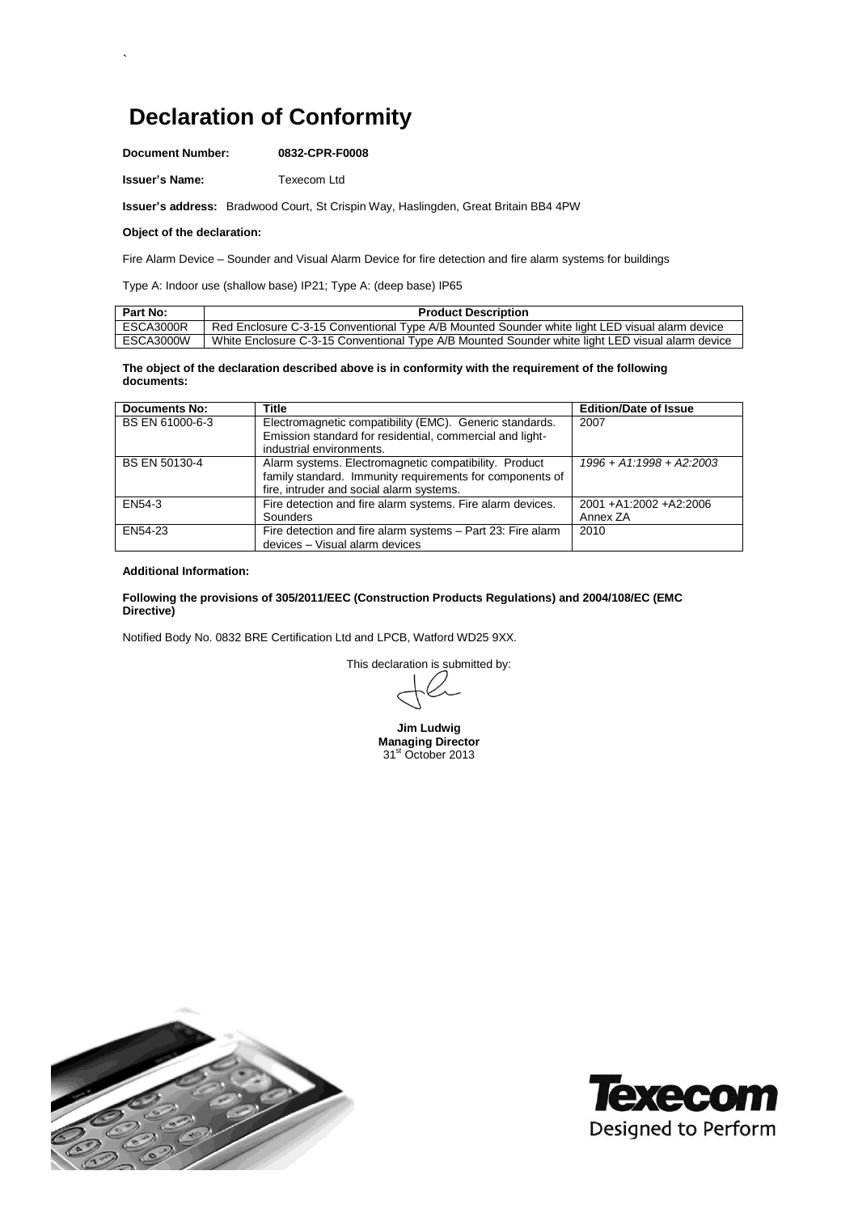# Declaration of Conformity

**Document Number:** **0832-CPR-F0008**

**Issuer's Name:** Texecom Ltd

**Issuer's address:** Bradwood Court, St Crispin Way, Haslingden, Great Britain BB4 4PW

**Object of the declaration:**

Fire Alarm Device – Sounder and Visual Alarm Device for fire detection and fire alarm systems for buildings

Type A: Indoor use (shallow base) IP21; Type A: (deep base) IP65

| Part No: | Product Description |
|---|---|
| ESCA3000R | Red Enclosure C-3-15 Conventional Type A/B Mounted Sounder white light LED visual alarm device |
| ESCA3000W | White Enclosure C-3-15 Conventional Type A/B Mounted Sounder white light LED visual alarm device |

**The object of the declaration described above is in conformity with the requirement of the following documents:**

| Documents No: | Title | Edition/Date of Issue |
|---|---|---|
| BS EN 61000-6-3 | Electromagnetic compatibility (EMC). Generic standards. Emission standard for residential, commercial and light-industrial environments. | 2007 |
| BS EN 50130-4 | Alarm systems. Electromagnetic compatibility. Product family standard. Immunity requirements for components of fire, intruder and social alarm systems. | *1996 + A1:1998 + A2:2003* |
| EN54-3 | Fire detection and fire alarm systems. Fire alarm devices. Sounders | 2001 +A1:2002 +A2:2006 Annex ZA |
| EN54-23 | Fire detection and fire alarm systems – Part 23: Fire alarm devices – Visual alarm devices | 2010 |

**Additional Information:**

**Following the provisions of 305/2011/EEC (Construction Products Regulations) and 2004/108/EC (EMC Directive)**

Notified Body No. 0832 BRE Certification Ltd and LPCB, Watford WD25 9XX.

This declaration is submitted by:

**Jim Ludwig**
**Managing Director**
31st October 2013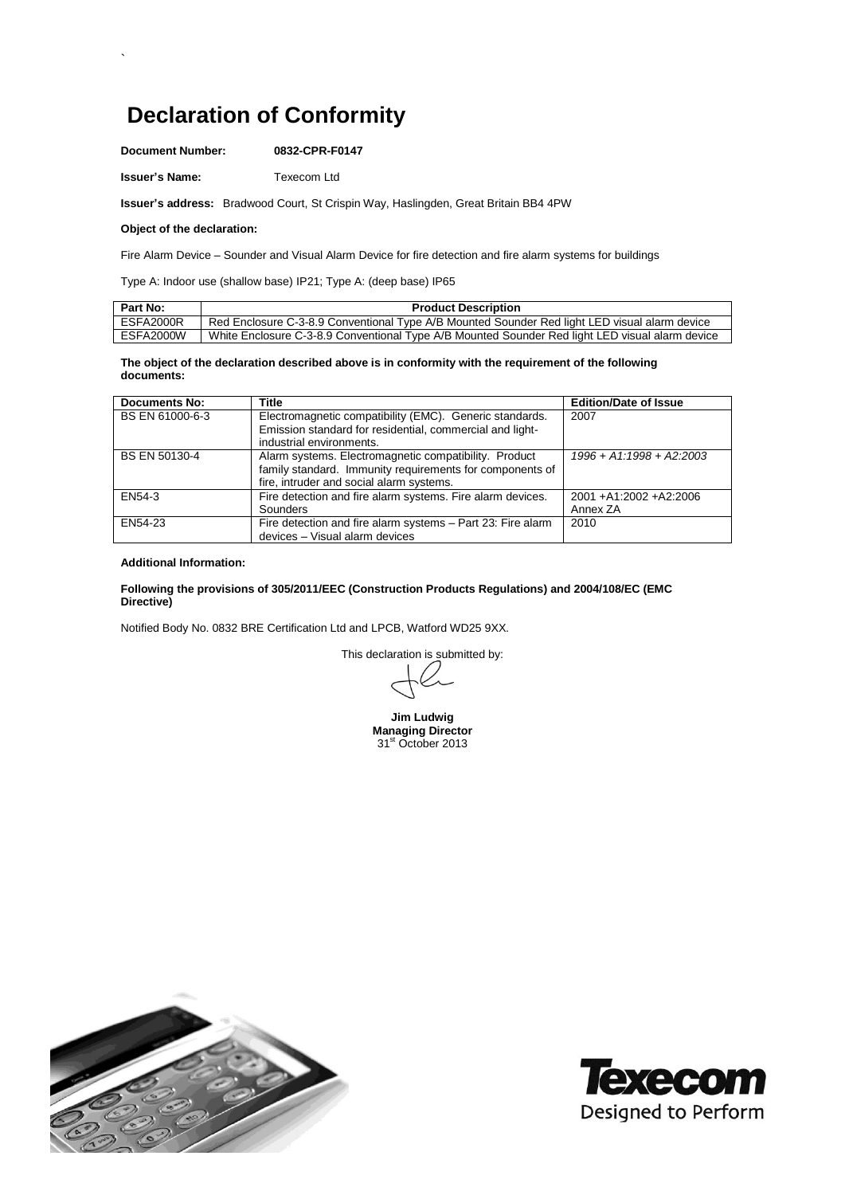# Declaration of Conformity

**Document Number:** **0832-CPR-F0147**

**Issuer's Name:** Texecom Ltd

**Issuer's address:** Bradwood Court, St Crispin Way, Haslingden, Great Britain BB4 4PW

**Object of the declaration:**

Fire Alarm Device – Sounder and Visual Alarm Device for fire detection and fire alarm systems for buildings

Type A: Indoor use (shallow base) IP21; Type A: (deep base) IP65

| Part No: | Product Description |
|---|---|
| ESFA2000R | Red Enclosure C-3-8.9 Conventional Type A/B Mounted Sounder Red light LED visual alarm device |
| ESFA2000W | White Enclosure C-3-8.9 Conventional Type A/B Mounted Sounder Red light LED visual alarm device |

**The object of the declaration described above is in conformity with the requirement of the following documents:**

| Documents No: | Title | Edition/Date of Issue |
|---|---|---|
| BS EN 61000-6-3 | Electromagnetic compatibility (EMC). Generic standards. Emission standard for residential, commercial and light-industrial environments. | 2007 |
| BS EN 50130-4 | Alarm systems. Electromagnetic compatibility. Product family standard. Immunity requirements for components of fire, intruder and social alarm systems. | *1996 + A1:1998 + A2:2003* |
| EN54-3 | Fire detection and fire alarm systems. Fire alarm devices. Sounders | 2001 +A1:2002 +A2:2006 Annex ZA |
| EN54-23 | Fire detection and fire alarm systems – Part 23: Fire alarm devices – Visual alarm devices | 2010 |

**Additional Information:**

**Following the provisions of 305/2011/EEC (Construction Products Regulations) and 2004/108/EC (EMC Directive)**

Notified Body No. 0832 BRE Certification Ltd and LPCB, Watford WD25 9XX.

This declaration is submitted by:

**Jim Ludwig**
**Managing Director**
31st October 2013

Texecom
Designed to Perform